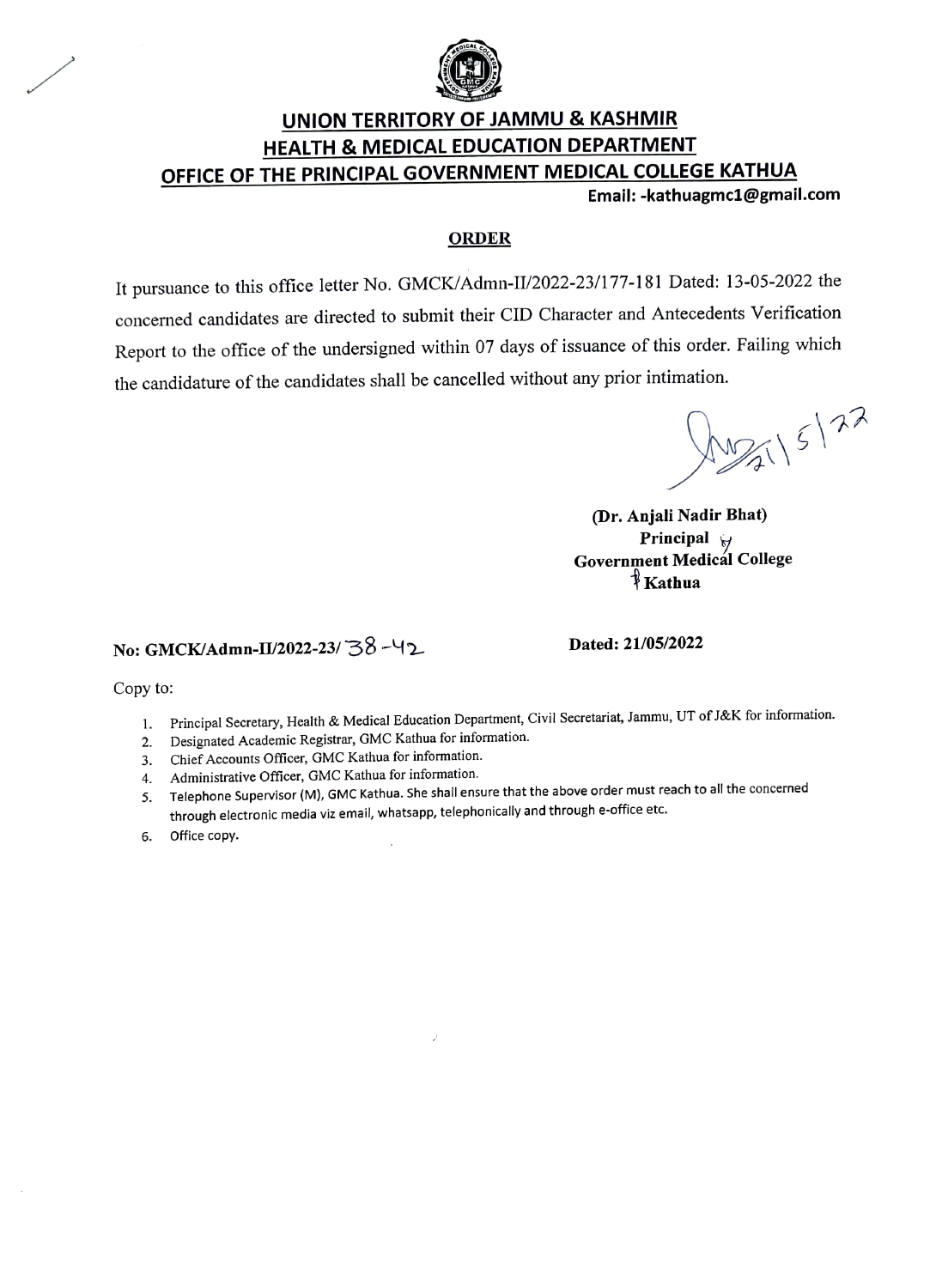# UNION TERRITORY OF JAMMU & KASHMIR
## HEALTH & MEDICAL EDUCATION DEPARTMENT
## OFFICE OF THE PRINCIPAL GOVERNMENT MEDICAL COLLEGE KATHUA

**Email: -kathuagmc1@gmail.com**

### ORDER

It pursuance to this office letter No. GMCK/Admn-II/2022-23/177-181 Dated: 13-05-2022 the concerned candidates are directed to submit their CID Character and Antecedents Verification Report to the office of the undersigned within 07 days of issuance of this order. Failing which the candidature of the candidates shall be cancelled without any prior intimation.

21/5/22

**(Dr. Anjali Nadir Bhat)**
**Principal**
**Government Medical College**
**Kathua**

**No: GMCK/Admn-II/2022-23/ 38-42** **Dated: 21/05/2022**

Copy to:

1. Principal Secretary, Health & Medical Education Department, Civil Secretariat, Jammu, UT of J&K for information.
2. Designated Academic Registrar, GMC Kathua for information.
3. Chief Accounts Officer, GMC Kathua for information.
4. Administrative Officer, GMC Kathua for information.
5. Telephone Supervisor (M), GMC Kathua. She shall ensure that the above order must reach to all the concerned through electronic media viz email, whatsapp, telephonically and through e-office etc.
6. Office copy.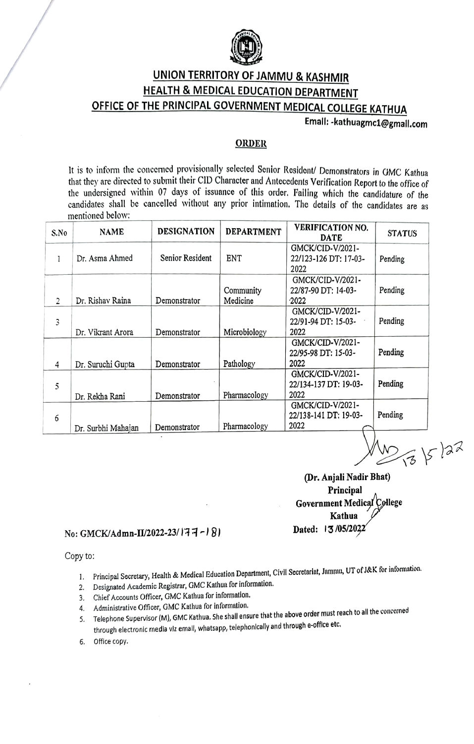# UNION TERRITORY OF JAMMU & KASHMIR
## HEALTH & MEDICAL EDUCATION DEPARTMENT
## OFFICE OF THE PRINCIPAL GOVERNMENT MEDICAL COLLEGE KATHUA

**Email: -kathuagmc1@gmail.com**

**ORDER**

It is to inform the concerned provisionally selected Senior Resident/ Demonstrators in GMC Kathua that they are directed to submit their CID Character and Antecedents Verification Report to the office of the undersigned within 07 days of issuance of this order. Failing which the candidature of the candidates shall be cancelled without any prior intimation. The details of the candidates are as mentioned below:

| S.No | NAME | DESIGNATION | DEPARTMENT | VERIFICATION NO. DATE | STATUS |
|---|---|---|---|---|---|
| 1 | Dr. Asma Ahmed | Senior Resident | ENT | GMCK/CID-V/2021-22/123-126 DT: 17-03-2022 | Pending |
| 2 | Dr. Rishav Raina | Demonstrator | Community Medicine | GMCK/CID-V/2021-22/87-90 DT: 14-03-2022 | Pending |
| 3 | Dr. Vikrant Arora | Demonstrator | Microbiology | GMCK/CID-V/2021-22/91-94 DT: 15-03-2022 | Pending |
| 4 | Dr. Suruchi Gupta | Demonstrator | Pathology | GMCK/CID-V/2021-22/95-98 DT: 15-03-2022 | Pending |
| 5 | Dr. Rekha Rani | Demonstrator | Pharmacology | GMCK/CID-V/2021-22/134-137 DT: 19-03-2022 | Pending |
| 6 | Dr. Surbhi Mahajan | Demonstrator | Pharmacology | GMCK/CID-V/2021-22/138-141 DT: 19-03-2022 | Pending |

13/5/22

**(Dr. Anjali Nadir Bhat)**
**Principal**
**Government Medical College**
**Kathua**
**Dated: 13/05/2022**

No: GMCK/Admn-II/2022-23/177-181

Copy to:

1. Principal Secretary, Health & Medical Education Department, Civil Secretariat, Jammu, UT of J&K for information.
2. Designated Academic Registrar, GMC Kathua for information.
3. Chief Accounts Officer, GMC Kathua for information.
4. Administrative Officer, GMC Kathua for information.
5. Telephone Supervisor (M), GMC Kathua. She shall ensure that the above order must reach to all the concerned through electronic media viz email, whatsapp, telephonically and through e-office etc.
6. Office copy.